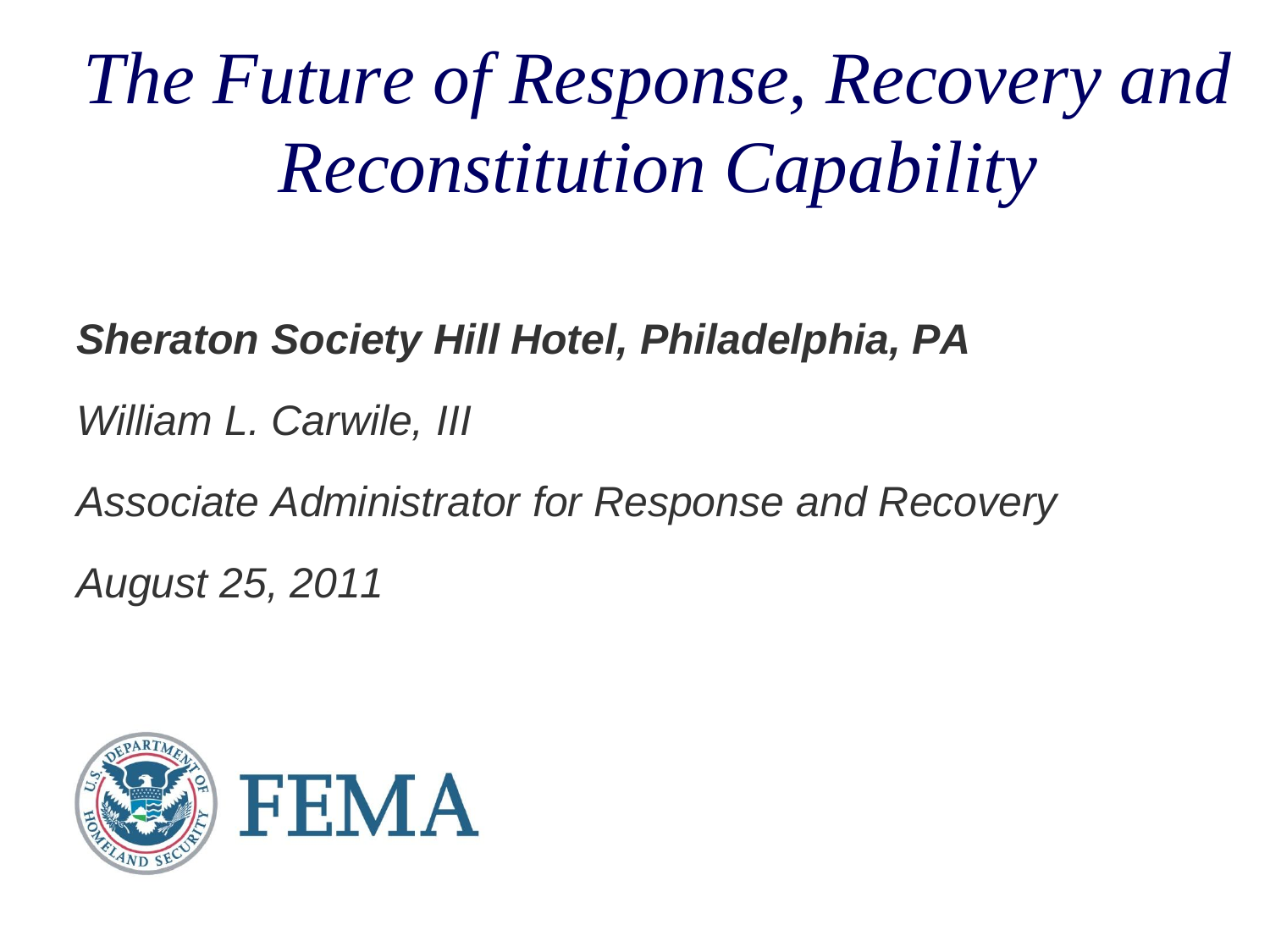# *The Future of Response, Recovery and Reconstitution Capability*

***Sheraton Society Hill Hotel, Philadelphia, PA***

*William L. Carwile, III*

*Associate Administrator for Response and Recovery*

*August 25, 2011*

FEMA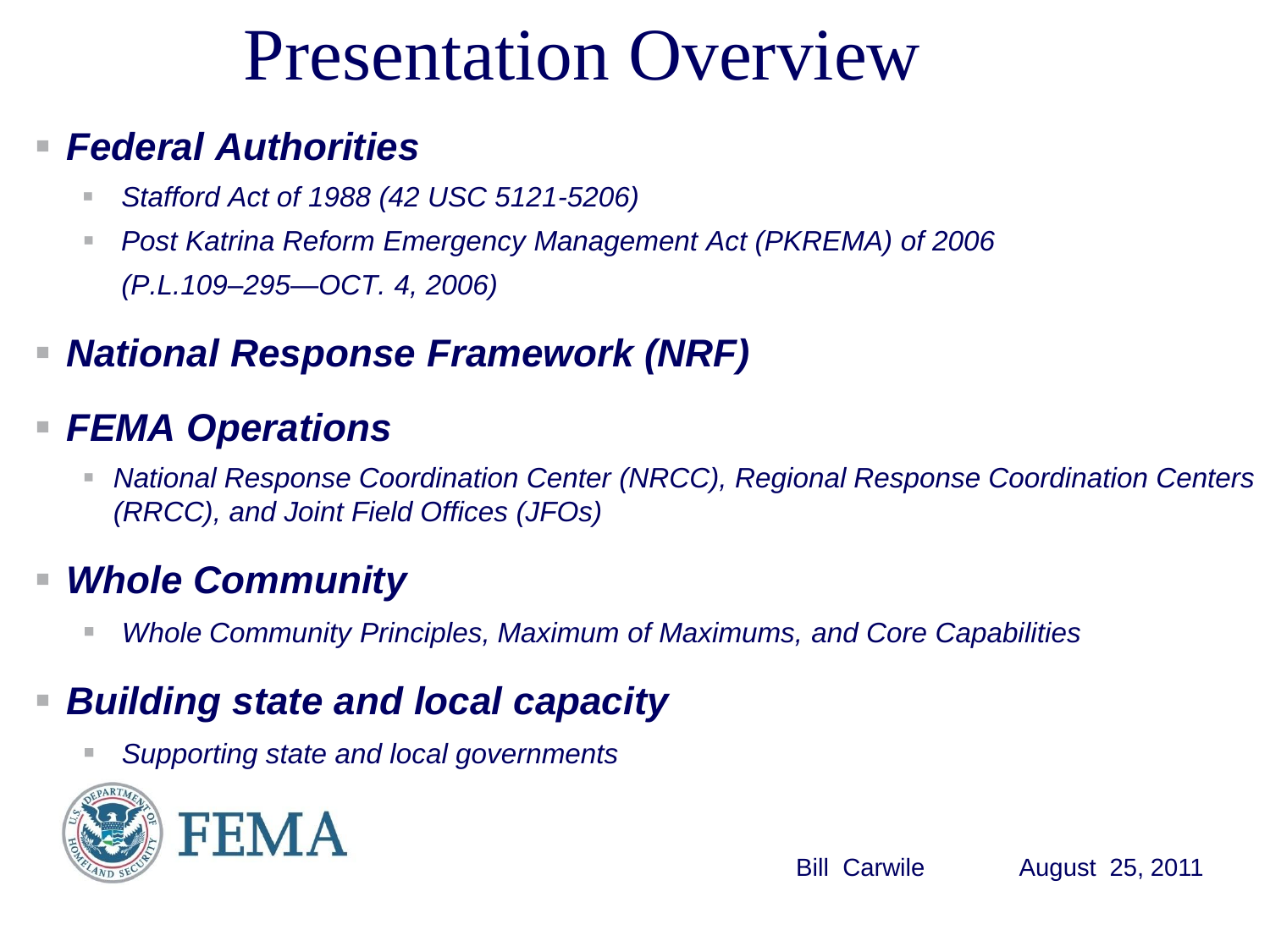# Presentation Overview

- ***Federal Authorities***
  - *Stafford Act of 1988 (42 USC 5121-5206)*
  - *Post Katrina Reform Emergency Management Act (PKREMA) of 2006 (P.L.109–295—OCT. 4, 2006)*
- ***National Response Framework (NRF)***
- ***FEMA Operations***
  - *National Response Coordination Center (NRCC), Regional Response Coordination Centers (RRCC), and Joint Field Offices (JFOs)*
- ***Whole Community***
  - *Whole Community Principles, Maximum of Maximums, and Core Capabilities*
- ***Building state and local capacity***
  - *Supporting state and local governments*

FEMA

Bill Carwile August 25, 2011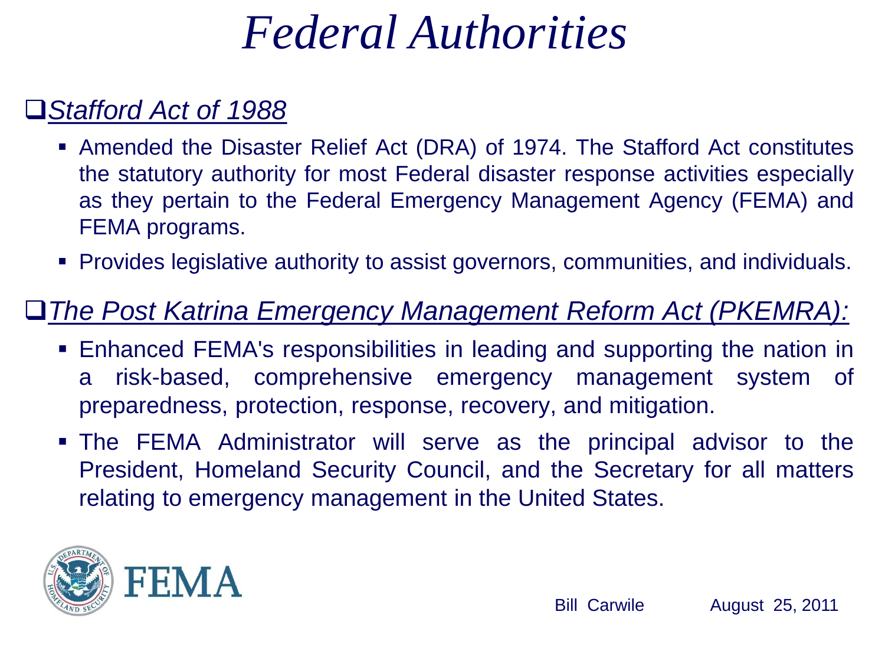# Federal Authorities

## *Stafford Act of 1988*

- Amended the Disaster Relief Act (DRA) of 1974. The Stafford Act constitutes the statutory authority for most Federal disaster response activities especially as they pertain to the Federal Emergency Management Agency (FEMA) and FEMA programs.
- Provides legislative authority to assist governors, communities, and individuals.

## *The Post Katrina Emergency Management Reform Act (PKEMRA):*

- Enhanced FEMA's responsibilities in leading and supporting the nation in a risk-based, comprehensive emergency management system of preparedness, protection, response, recovery, and mitigation.
- The FEMA Administrator will serve as the principal advisor to the President, Homeland Security Council, and the Secretary for all matters relating to emergency management in the United States.

FEMA

Bill Carwile August 25, 2011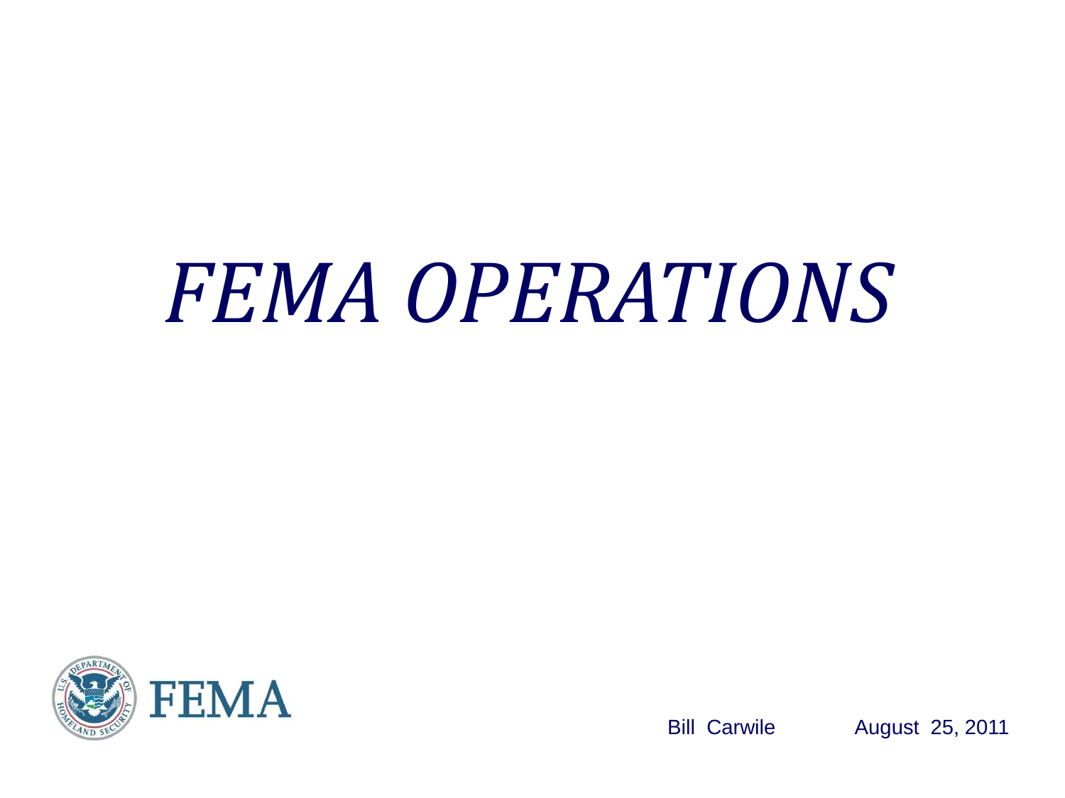# *FEMA OPERATIONS*

FEMA

Bill Carwile    August 25, 2011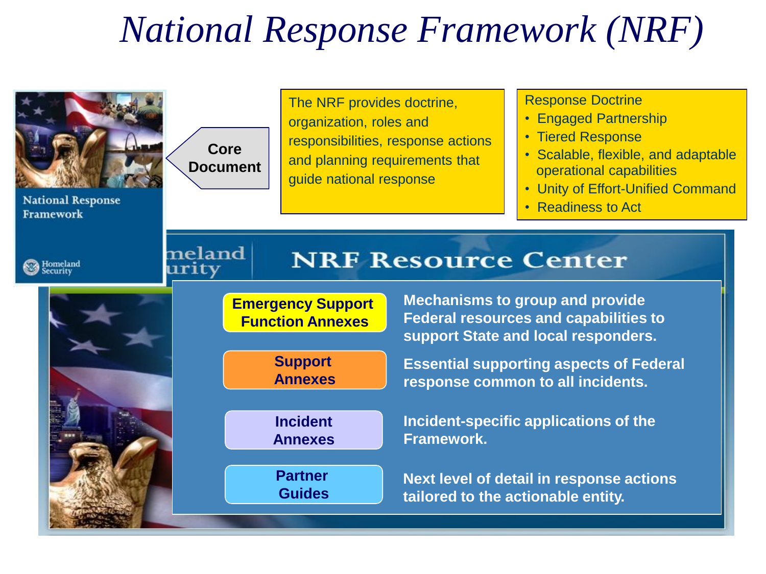# National Response Framework (NRF)

National Response Framework

Homeland Security

**Core Document**

The NRF provides doctrine, organization, roles and responsibilities, response actions and planning requirements that guide national response

Response Doctrine

- Engaged Partnership
- Tiered Response
- Scalable, flexible, and adaptable operational capabilities
- Unity of Effort-Unified Command
- Readiness to Act

## NRF Resource Center

| | |
|---|---|
| **Emergency Support Function Annexes** | **Mechanisms to group and provide Federal resources and capabilities to support State and local responders.** |
| **Support Annexes** | **Essential supporting aspects of Federal response common to all incidents.** |
| **Incident Annexes** | **Incident-specific applications of the Framework.** |
| **Partner Guides** | **Next level of detail in response actions tailored to the actionable entity.** |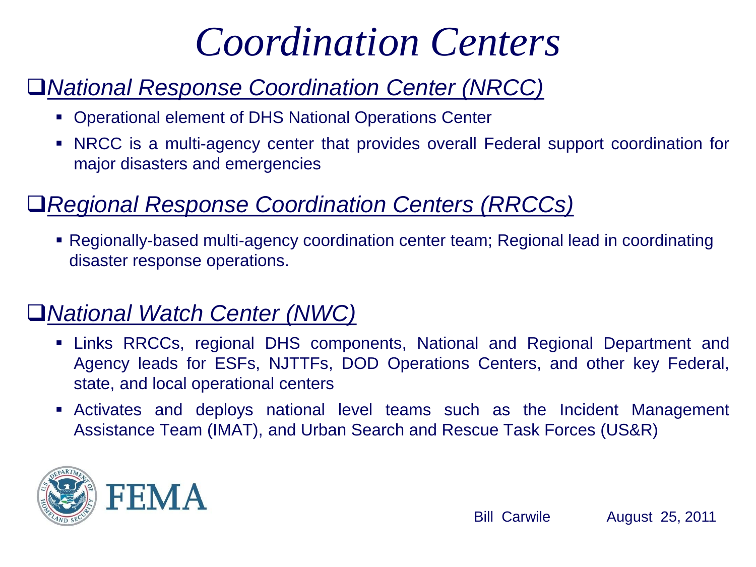# Coordination Centers

## *National Response Coordination Center (NRCC)*

- Operational element of DHS National Operations Center
- NRCC is a multi-agency center that provides overall Federal support coordination for major disasters and emergencies

## *Regional Response Coordination Centers (RRCCs)*

- Regionally-based multi-agency coordination center team; Regional lead in coordinating disaster response operations.

## *National Watch Center (NWC)*

- Links RRCCs, regional DHS components, National and Regional Department and Agency leads for ESFs, NJTTFs, DOD Operations Centers, and other key Federal, state, and local operational centers
- Activates and deploys national level teams such as the Incident Management Assistance Team (IMAT), and Urban Search and Rescue Task Forces (US&R)

FEMA

Bill Carwile    August 25, 2011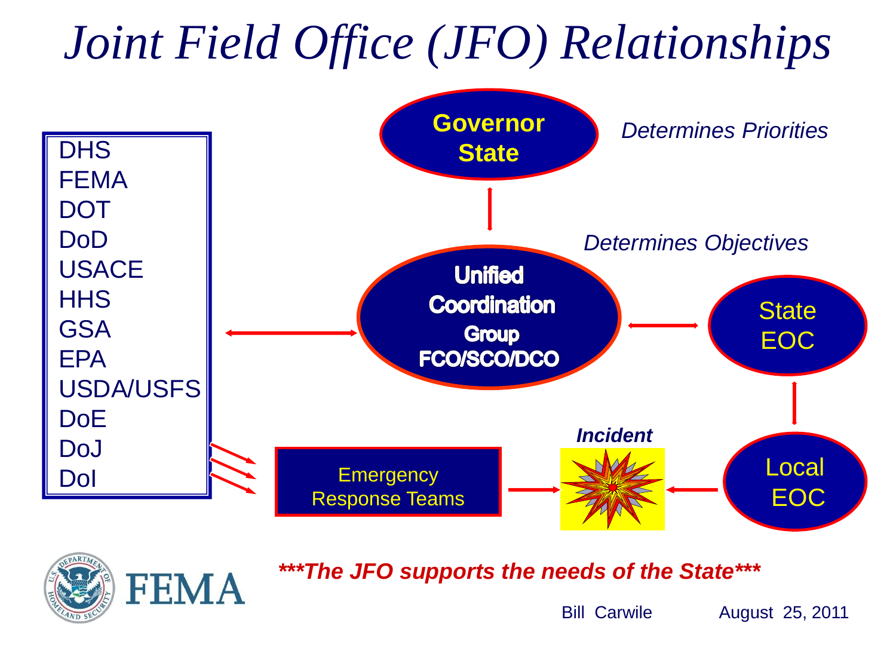# Joint Field Office (JFO) Relationships

- DHS
- FEMA
- DOT
- DoD
- USACE
- HHS
- GSA
- EPA
- USDA/USFS
- DoE
- DoJ
- DoI

**Governor**
**State**

*Determines Priorities*

**Unified Coordination Group FCO/SCO/DCO**

*Determines Objectives*

State EOC

Local EOC

Emergency Response Teams

***Incident***

***\*\*\*The JFO supports the needs of the State\*\*\****

Bill Carwile August 25, 2011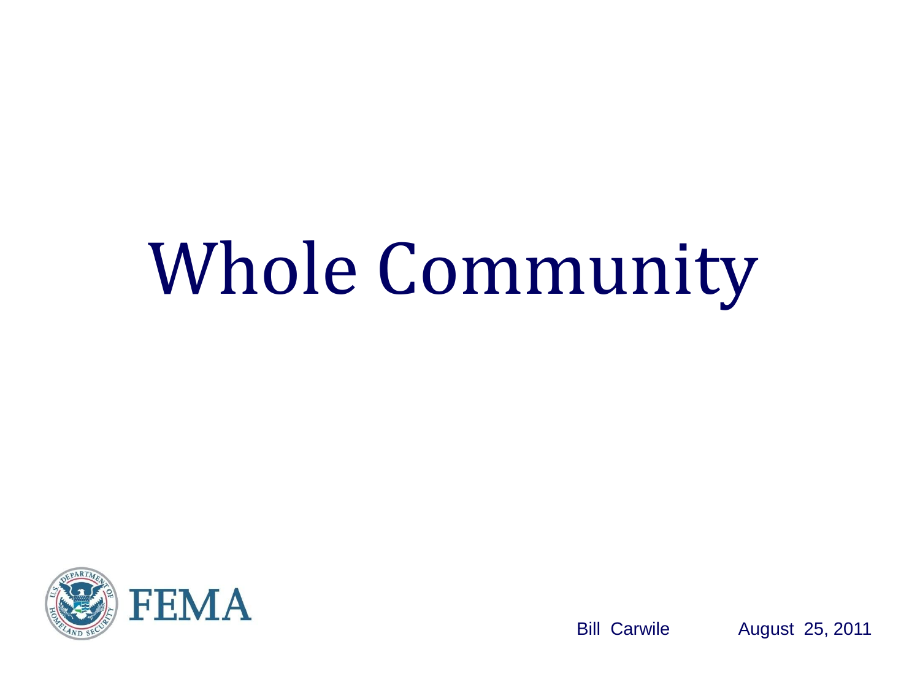# Whole Community

FEMA

Bill Carwile August 25, 2011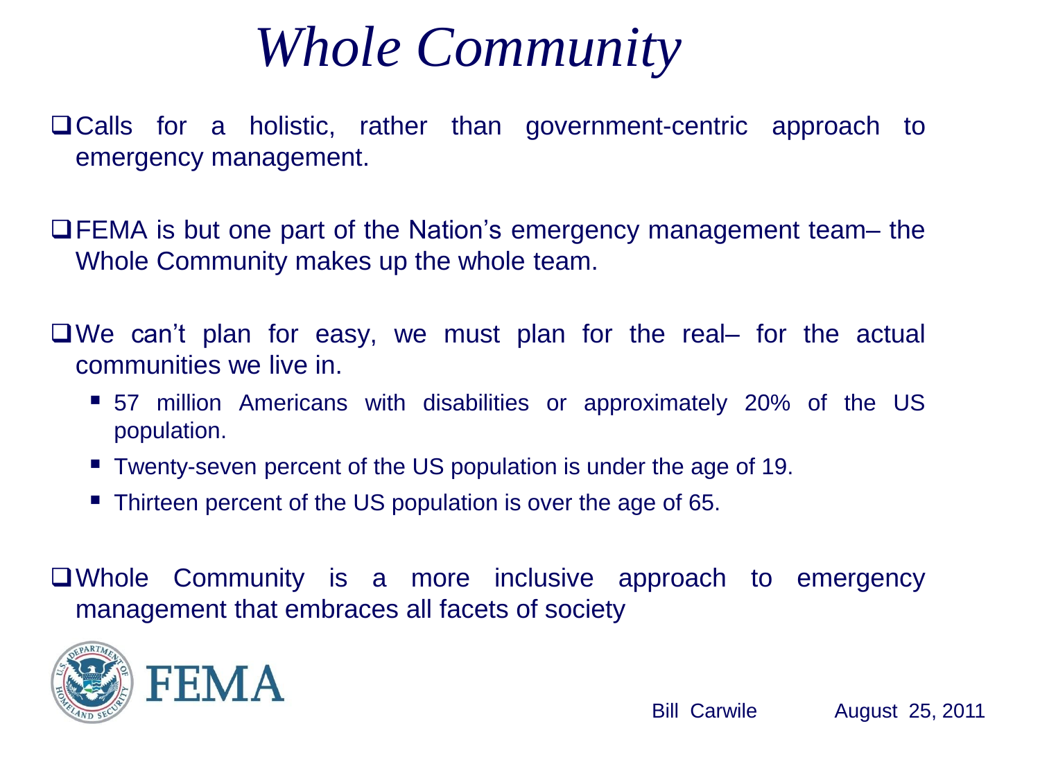# *Whole Community*

- Calls for a holistic, rather than government-centric approach to emergency management.
- FEMA is but one part of the Nation's emergency management team– the Whole Community makes up the whole team.
- We can't plan for easy, we must plan for the real– for the actual communities we live in.
  - 57 million Americans with disabilities or approximately 20% of the US population.
  - Twenty-seven percent of the US population is under the age of 19.
  - Thirteen percent of the US population is over the age of 65.
- Whole Community is a more inclusive approach to emergency management that embraces all facets of society

FEMA

Bill Carwile August 25, 2011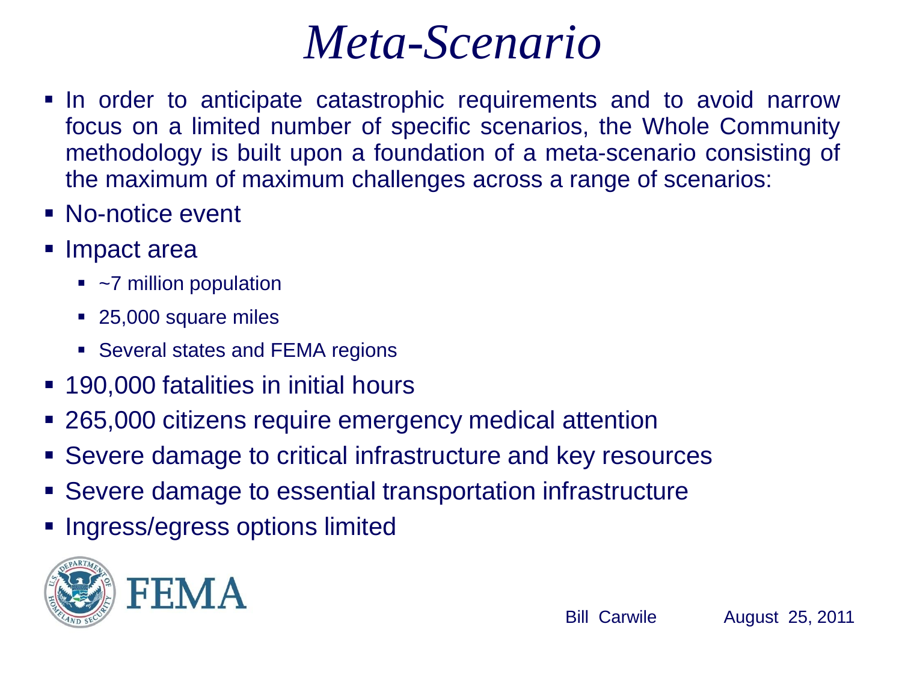# *Meta-Scenario*

- In order to anticipate catastrophic requirements and to avoid narrow focus on a limited number of specific scenarios, the Whole Community methodology is built upon a foundation of a meta-scenario consisting of the maximum of maximum challenges across a range of scenarios:
- No-notice event
- Impact area
  - ~7 million population
  - 25,000 square miles
  - Several states and FEMA regions
- 190,000 fatalities in initial hours
- 265,000 citizens require emergency medical attention
- Severe damage to critical infrastructure and key resources
- Severe damage to essential transportation infrastructure
- Ingress/egress options limited

FEMA

Bill Carwile August 25, 2011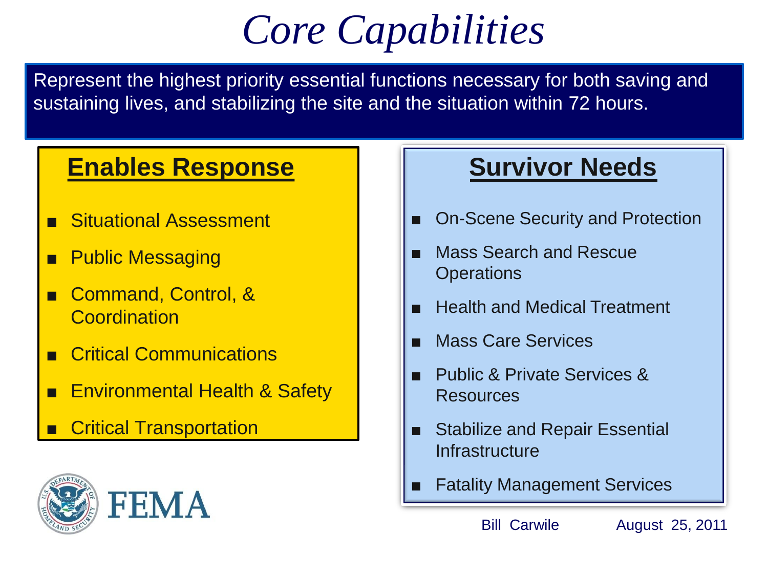# Core Capabilities

Represent the highest priority essential functions necessary for both saving and sustaining lives, and stabilizing the site and the situation within 72 hours.

## Enables Response

- Situational Assessment
- Public Messaging
- Command, Control, & Coordination
- Critical Communications
- Environmental Health & Safety
- Critical Transportation

## Survivor Needs

- On-Scene Security and Protection
- Mass Search and Rescue Operations
- Health and Medical Treatment
- Mass Care Services
- Public & Private Services & Resources
- Stabilize and Repair Essential Infrastructure
- Fatality Management Services

FEMA

Bill Carwile August 25, 2011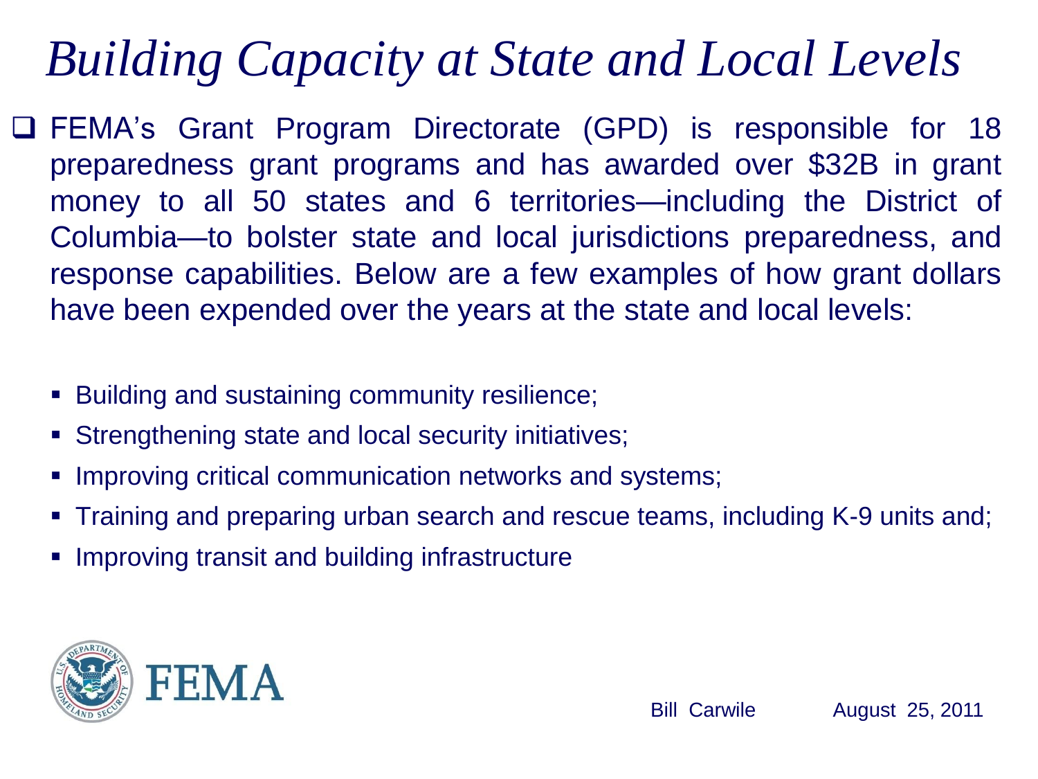# Building Capacity at State and Local Levels

- FEMA's Grant Program Directorate (GPD) is responsible for 18 preparedness grant programs and has awarded over $32B in grant money to all 50 states and 6 territories—including the District of Columbia—to bolster state and local jurisdictions preparedness, and response capabilities. Below are a few examples of how grant dollars have been expended over the years at the state and local levels:
  - Building and sustaining community resilience;
  - Strengthening state and local security initiatives;
  - Improving critical communication networks and systems;
  - Training and preparing urban search and rescue teams, including K-9 units and;
  - Improving transit and building infrastructure

FEMA

Bill Carwile August 25, 2011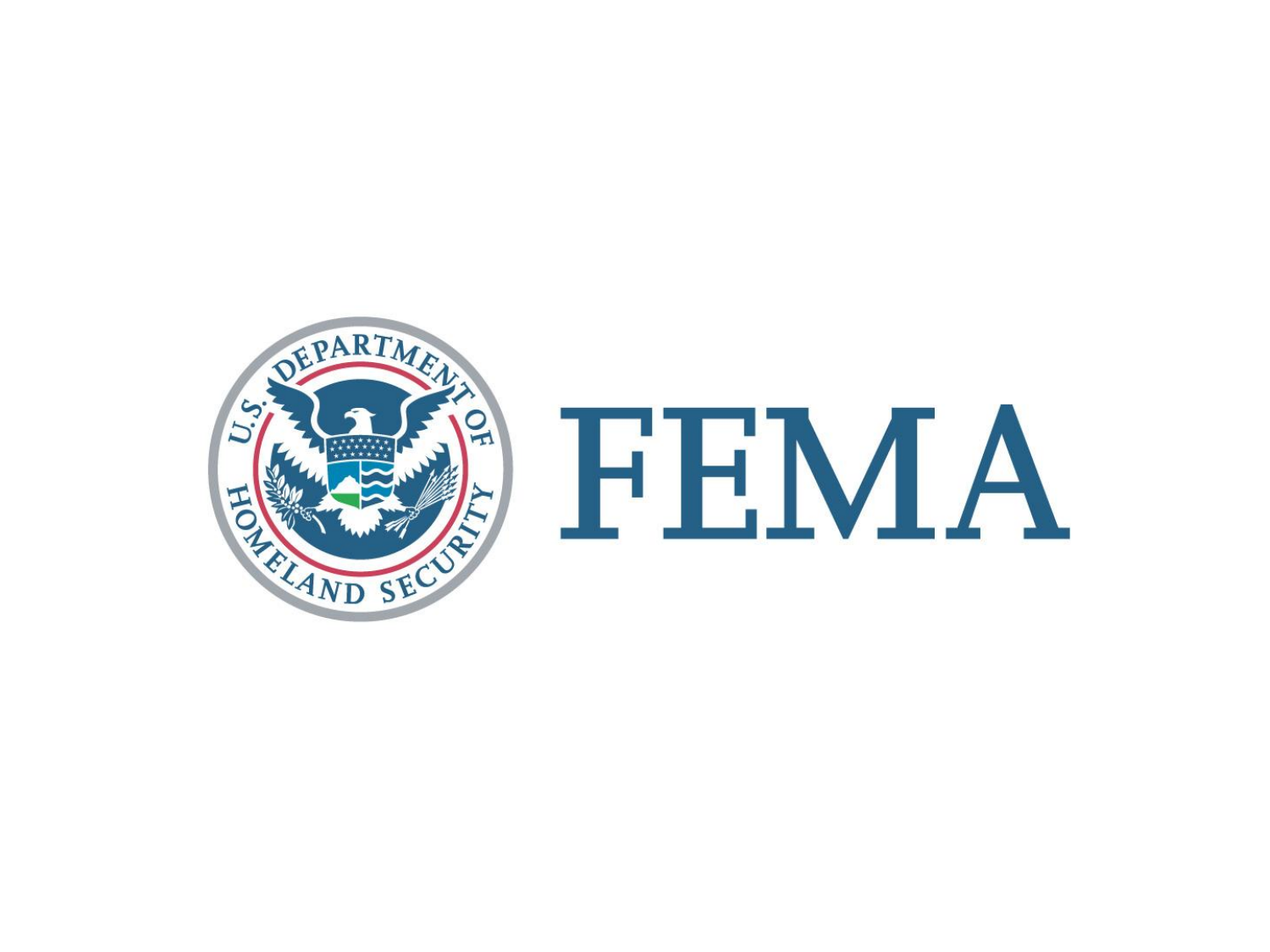FEMA